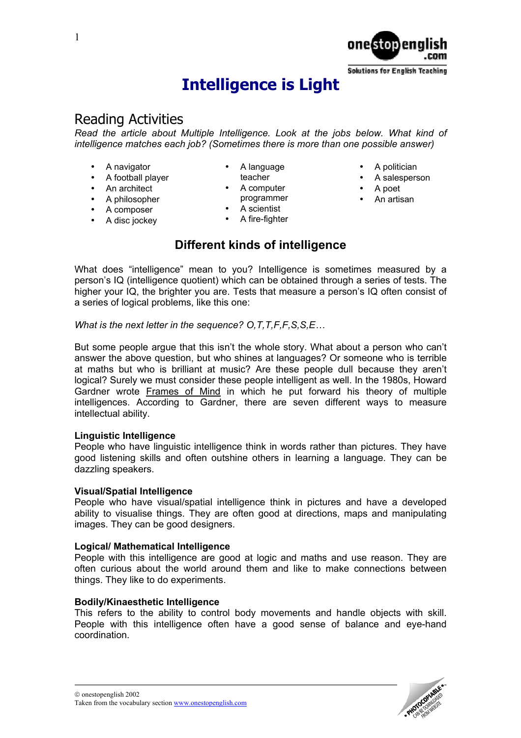# Intelligence is Light

## Reading Activities

*Read the article about Multiple Intelligence. Look at the jobs below. What kind of intelligence matches each job? (Sometimes there is more than one possible answer)*

- A navigator
- A football player
- An architect
- A philosopher
- A composer
- A disc jockey
- A language teacher
- A computer programmer
- A scientist
- A fire-fighter
- A politician
- A salesperson
- A poet
- An artisan

### Different kinds of intelligence

What does "intelligence" mean to you? Intelligence is sometimes measured by a person's IQ (intelligence quotient) which can be obtained through a series of tests. The higher your IQ, the brighter you are. Tests that measure a person's IQ often consist of a series of logical problems, like this one:

*What is the next letter in the sequence? O,T,T,F,F,S,S,E…*

But some people argue that this isn't the whole story. What about a person who can't answer the above question, but who shines at languages? Or someone who is terrible at maths but who is brilliant at music? Are these people dull because they aren't logical? Surely we must consider these people intelligent as well. In the 1980s, Howard Gardner wrote <u>Frames of Mind</u> in which he put forward his theory of multiple intelligences. According to Gardner, there are seven different ways to measure intellectual ability.

**Linguistic Intelligence**
People who have linguistic intelligence think in words rather than pictures. They have good listening skills and often outshine others in learning a language. They can be dazzling speakers.

**Visual/Spatial Intelligence**
People who have visual/spatial intelligence think in pictures and have a developed ability to visualise things. They are often good at directions, maps and manipulating images. They can be good designers.

**Logical/ Mathematical Intelligence**
People with this intelligence are good at logic and maths and use reason. They are often curious about the world around them and like to make connections between things. They like to do experiments.

**Bodily/Kinaesthetic Intelligence**
This refers to the ability to control body movements and handle objects with skill. People with this intelligence often have a good sense of balance and eye-hand coordination.

© onestopenglish 2002
Taken from the vocabulary section www.onestopenglish.com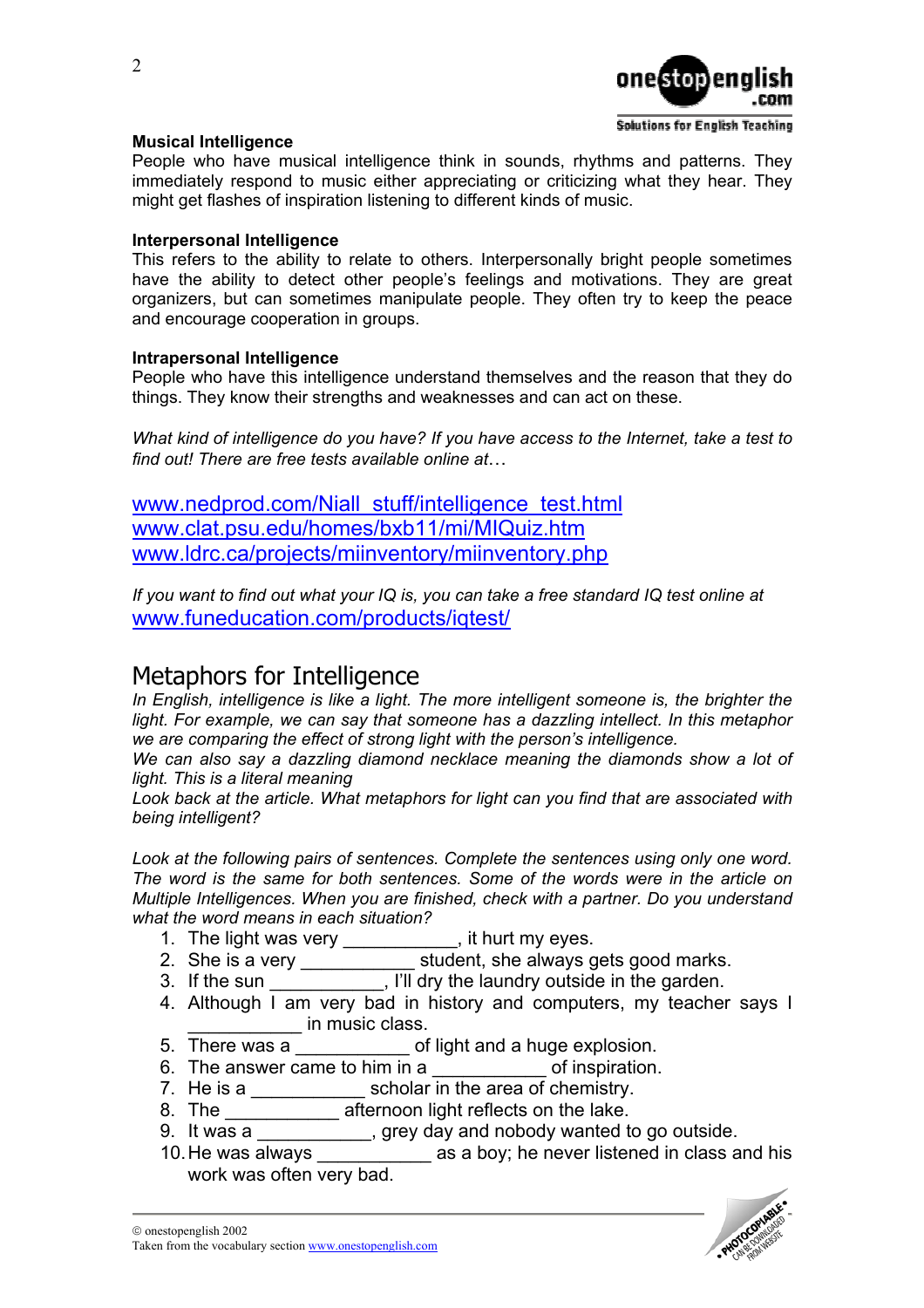### Musical Intelligence

People who have musical intelligence think in sounds, rhythms and patterns. They immediately respond to music either appreciating or criticizing what they hear. They might get flashes of inspiration listening to different kinds of music.

### Interpersonal Intelligence

This refers to the ability to relate to others. Interpersonally bright people sometimes have the ability to detect other people's feelings and motivations. They are great organizers, but can sometimes manipulate people. They often try to keep the peace and encourage cooperation in groups.

### Intrapersonal Intelligence

People who have this intelligence understand themselves and the reason that they do things. They know their strengths and weaknesses and can act on these.

*What kind of intelligence do you have? If you have access to the Internet, take a test to find out! There are free tests available online at…*

www.nedprod.com/Niall_stuff/intelligence_test.html
www.clat.psu.edu/homes/bxb11/mi/MIQuiz.htm
www.ldrc.ca/projects/miinventory/miinventory.php

*If you want to find out what your IQ is, you can take a free standard IQ test online at* www.funeducation.com/products/iqtest/

## Metaphors for Intelligence

*In English, intelligence is like a light. The more intelligent someone is, the brighter the light. For example, we can say that someone has a dazzling intellect. In this metaphor we are comparing the effect of strong light with the person's intelligence.*
*We can also say a dazzling diamond necklace meaning the diamonds show a lot of light. This is a literal meaning*
*Look back at the article. What metaphors for light can you find that are associated with being intelligent?*

*Look at the following pairs of sentences. Complete the sentences using only one word. The word is the same for both sentences. Some of the words were in the article on Multiple Intelligences. When you are finished, check with a partner. Do you understand what the word means in each situation?*

1. The light was very ___________, it hurt my eyes.
2. She is a very ___________ student, she always gets good marks.
3. If the sun ___________, I'll dry the laundry outside in the garden.
4. Although I am very bad in history and computers, my teacher says I ___________ in music class.
5. There was a ___________ of light and a huge explosion.
6. The answer came to him in a ___________ of inspiration.
7. He is a ___________ scholar in the area of chemistry.
8. The ___________ afternoon light reflects on the lake.
9. It was a ___________, grey day and nobody wanted to go outside.
10. He was always ___________ as a boy; he never listened in class and his work was often very bad.

© onestopenglish 2002
Taken from the vocabulary section www.onestopenglish.com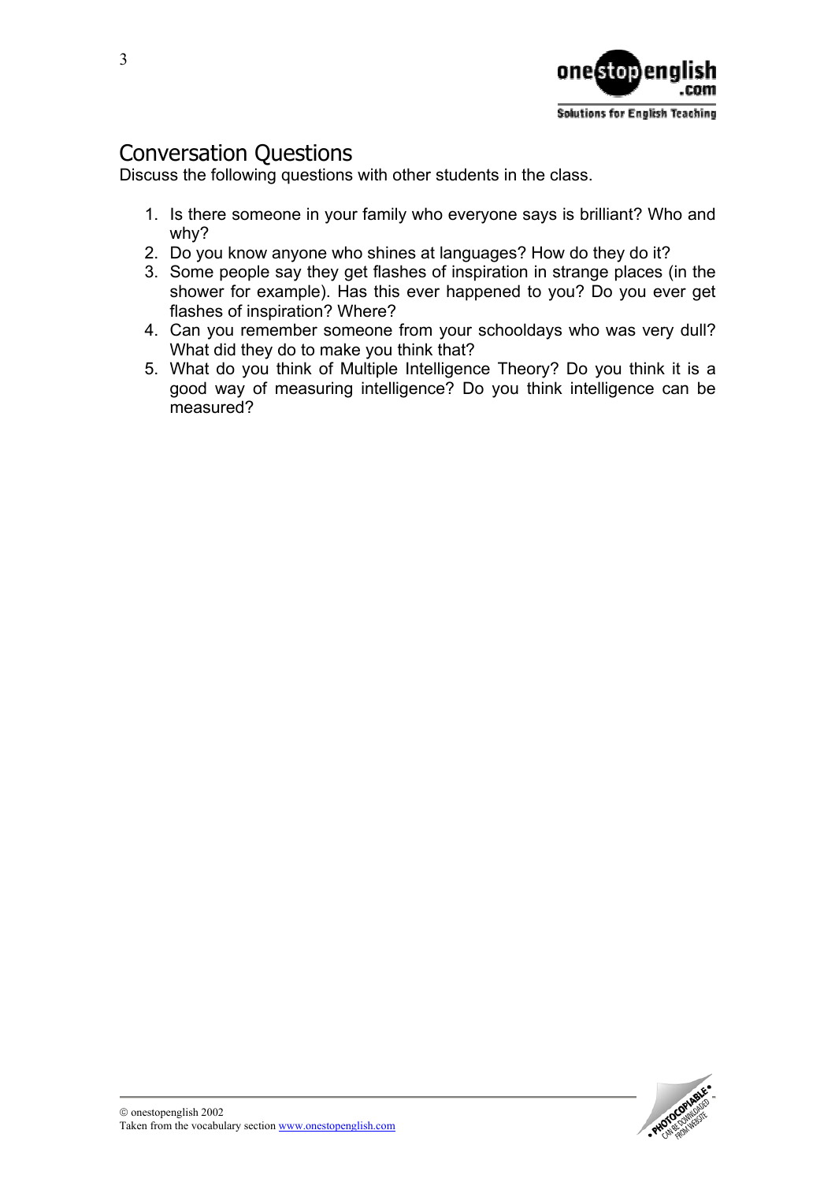## Conversation Questions

Discuss the following questions with other students in the class.

1. Is there someone in your family who everyone says is brilliant? Who and why?
2. Do you know anyone who shines at languages? How do they do it?
3. Some people say they get flashes of inspiration in strange places (in the shower for example). Has this ever happened to you? Do you ever get flashes of inspiration? Where?
4. Can you remember someone from your schooldays who was very dull? What did they do to make you think that?
5. What do you think of Multiple Intelligence Theory? Do you think it is a good way of measuring intelligence? Do you think intelligence can be measured?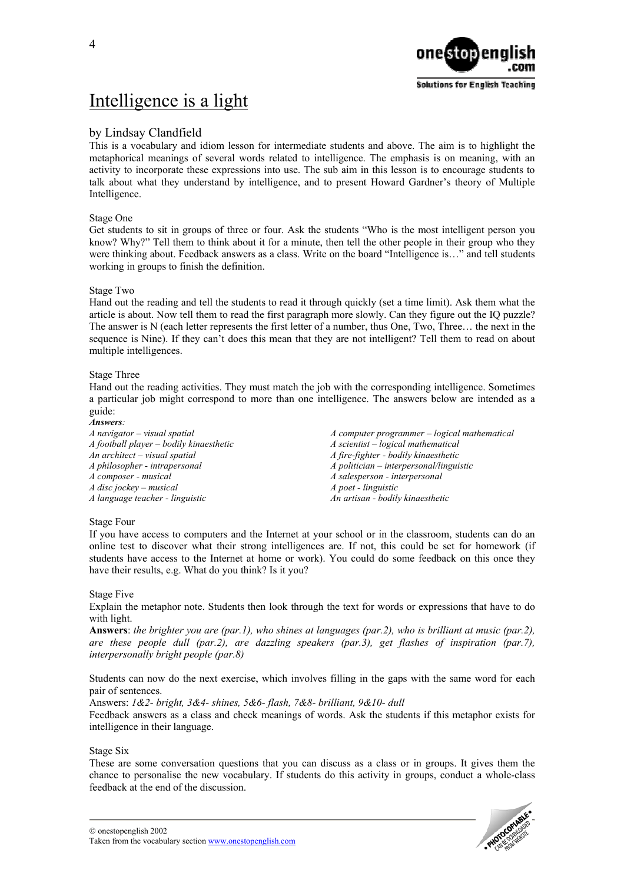# Intelligence is a light

by Lindsay Clandfield

This is a vocabulary and idiom lesson for intermediate students and above. The aim is to highlight the metaphorical meanings of several words related to intelligence. The emphasis is on meaning, with an activity to incorporate these expressions into use. The sub aim in this lesson is to encourage students to talk about what they understand by intelligence, and to present Howard Gardner's theory of Multiple Intelligence.

Stage One

Get students to sit in groups of three or four. Ask the students "Who is the most intelligent person you know? Why?" Tell them to think about it for a minute, then tell the other people in their group who they were thinking about. Feedback answers as a class. Write on the board "Intelligence is…" and tell students working in groups to finish the definition.

Stage Two

Hand out the reading and tell the students to read it through quickly (set a time limit). Ask them what the article is about. Now tell them to read the first paragraph more slowly. Can they figure out the IQ puzzle? The answer is N (each letter represents the first letter of a number, thus One, Two, Three… the next in the sequence is Nine). If they can't does this mean that they are not intelligent? Tell them to read on about multiple intelligences.

Stage Three

Hand out the reading activities. They must match the job with the corresponding intelligence. Sometimes a particular job might correspond to more than one intelligence. The answers below are intended as a guide:

***Answers**:*

*A navigator – visual spatial*
*A football player – bodily kinaesthetic*
*An architect – visual spatial*
*A philosopher - intrapersonal*
*A composer - musical*
*A disc jockey – musical*
*A language teacher - linguistic*
*A computer programmer – logical mathematical*
*A scientist – logical mathematical*
*A fire-fighter - bodily kinaesthetic*
*A politician – interpersonal/linguistic*
*A salesperson - interpersonal*
*A poet - linguistic*
*An artisan - bodily kinaesthetic*

Stage Four

If you have access to computers and the Internet at your school or in the classroom, students can do an online test to discover what their strong intelligences are. If not, this could be set for homework (if students have access to the Internet at home or work). You could do some feedback on this once they have their results, e.g. What do you think? Is it you?

Stage Five

Explain the metaphor note. Students then look through the text for words or expressions that have to do with light.

**Answers**: *the brighter you are (par.1), who shines at languages (par.2), who is brilliant at music (par.2), are these people dull (par.2), are dazzling speakers (par.3), get flashes of inspiration (par.7), interpersonally bright people (par.8)*

Students can now do the next exercise, which involves filling in the gaps with the same word for each pair of sentences.

Answers: *1&2- bright, 3&4- shines, 5&6- flash, 7&8- brilliant, 9&10- dull*

Feedback answers as a class and check meanings of words. Ask the students if this metaphor exists for intelligence in their language.

Stage Six

These are some conversation questions that you can discuss as a class or in groups. It gives them the chance to personalise the new vocabulary. If students do this activity in groups, conduct a whole-class feedback at the end of the discussion.

© onestopenglish 2002
Taken from the vocabulary section www.onestopenglish.com